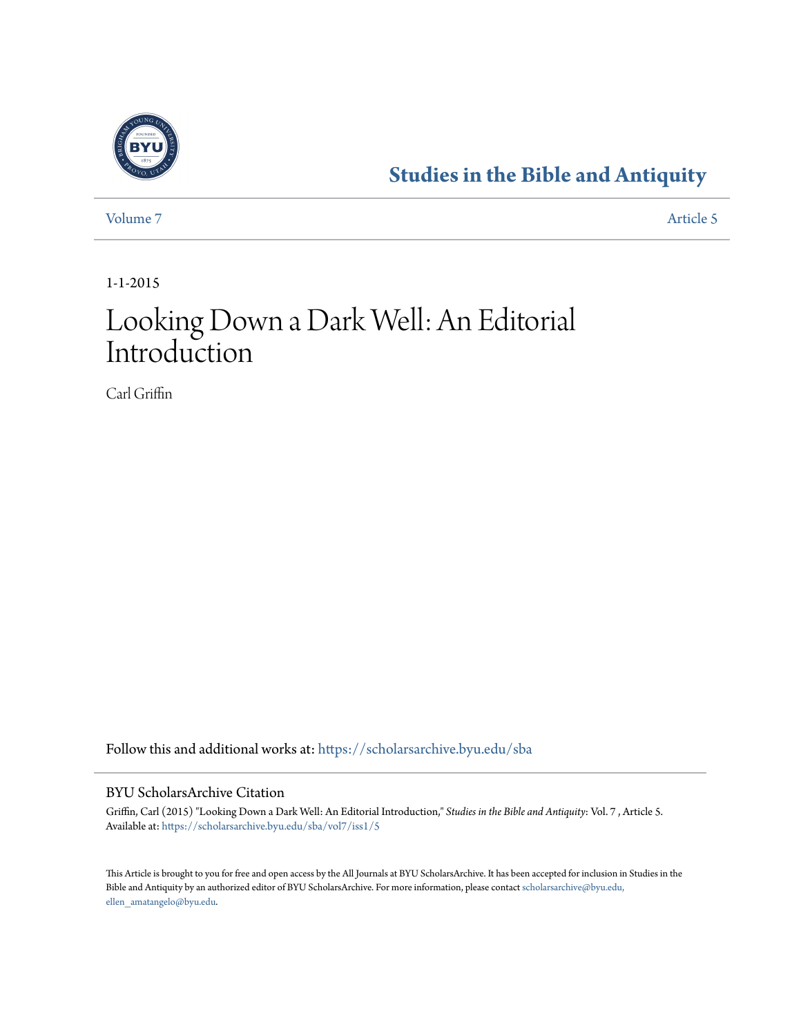# Studies in the Bible and Antiquity

Volume 7 | Article 5

1-1-2015

# Looking Down a Dark Well: An Editorial Introduction

Carl Griffin

Follow this and additional works at: https://scholarsarchive.byu.edu/sba

## BYU ScholarsArchive Citation

Griffin, Carl (2015) "Looking Down a Dark Well: An Editorial Introduction," *Studies in the Bible and Antiquity*: Vol. 7 , Article 5.
Available at: https://scholarsarchive.byu.edu/sba/vol7/iss1/5

This Article is brought to you for free and open access by the All Journals at BYU ScholarsArchive. It has been accepted for inclusion in Studies in the Bible and Antiquity by an authorized editor of BYU ScholarsArchive. For more information, please contact scholarsarchive@byu.edu, ellen_amatangelo@byu.edu.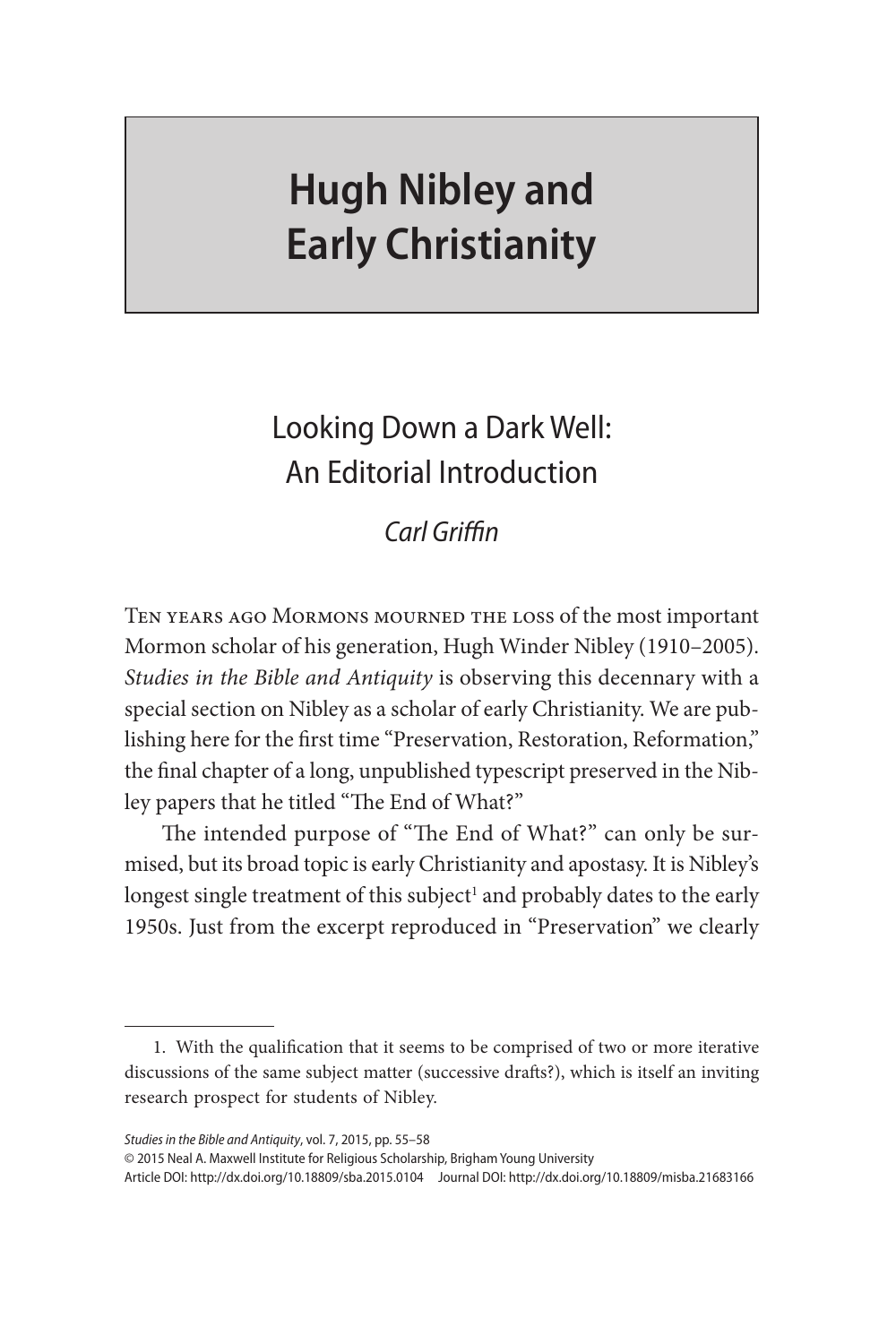# Hugh Nibley and Early Christianity

## Looking Down a Dark Well: An Editorial Introduction

*Carl Griffin*

Ten years ago Mormons mourned the loss of the most important Mormon scholar of his generation, Hugh Winder Nibley (1910–2005). *Studies in the Bible and Antiquity* is observing this decennary with a special section on Nibley as a scholar of early Christianity. We are publishing here for the first time "Preservation, Restoration, Reformation," the final chapter of a long, unpublished typescript preserved in the Nibley papers that he titled "The End of What?"

The intended purpose of "The End of What?" can only be surmised, but its broad topic is early Christianity and apostasy. It is Nibley's longest single treatment of this subject[1] and probably dates to the early 1950s. Just from the excerpt reproduced in "Preservation" we clearly

1. With the qualification that it seems to be comprised of two or more iterative discussions of the same subject matter (successive drafts?), which is itself an inviting research prospect for students of Nibley.

*Studies in the Bible and Antiquity*, vol. 7, 2015, pp. 55–58
© 2015 Neal A. Maxwell Institute for Religious Scholarship, Brigham Young University
Article DOI: http://dx.doi.org/10.18809/sba.2015.0104 Journal DOI: http://dx.doi.org/10.18809/misba.21683166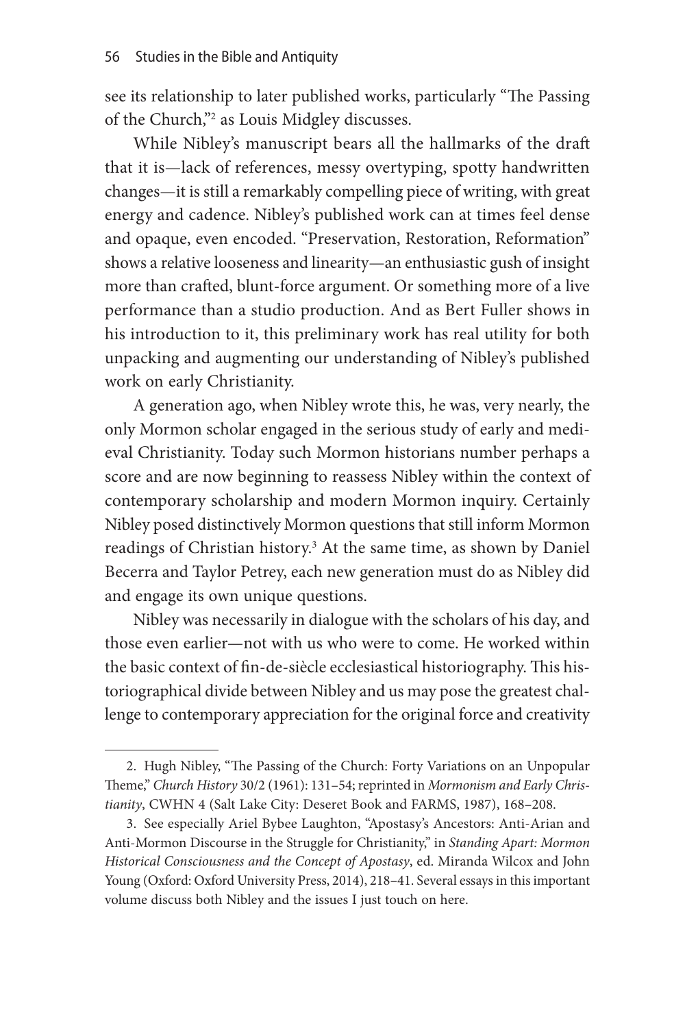see its relationship to later published works, particularly "The Passing of the Church,"[2] as Louis Midgley discusses.

While Nibley's manuscript bears all the hallmarks of the draft that it is—lack of references, messy overtyping, spotty handwritten changes—it is still a remarkably compelling piece of writing, with great energy and cadence. Nibley's published work can at times feel dense and opaque, even encoded. "Preservation, Restoration, Reformation" shows a relative looseness and linearity—an enthusiastic gush of insight more than crafted, blunt-force argument. Or something more of a live performance than a studio production. And as Bert Fuller shows in his introduction to it, this preliminary work has real utility for both unpacking and augmenting our understanding of Nibley's published work on early Christianity.

A generation ago, when Nibley wrote this, he was, very nearly, the only Mormon scholar engaged in the serious study of early and medieval Christianity. Today such Mormon historians number perhaps a score and are now beginning to reassess Nibley within the context of contemporary scholarship and modern Mormon inquiry. Certainly Nibley posed distinctively Mormon questions that still inform Mormon readings of Christian history.[3] At the same time, as shown by Daniel Becerra and Taylor Petrey, each new generation must do as Nibley did and engage its own unique questions.

Nibley was necessarily in dialogue with the scholars of his day, and those even earlier—not with us who were to come. He worked within the basic context of fin-de-siècle ecclesiastical historiography. This historiographical divide between Nibley and us may pose the greatest challenge to contemporary appreciation for the original force and creativity

---

2. Hugh Nibley, "The Passing of the Church: Forty Variations on an Unpopular Theme," *Church History* 30/2 (1961): 131–54; reprinted in *Mormonism and Early Christianity*, CWHN 4 (Salt Lake City: Deseret Book and FARMS, 1987), 168–208.

3. See especially Ariel Bybee Laughton, "Apostasy's Ancestors: Anti-Arian and Anti-Mormon Discourse in the Struggle for Christianity," in *Standing Apart: Mormon Historical Consciousness and the Concept of Apostasy*, ed. Miranda Wilcox and John Young (Oxford: Oxford University Press, 2014), 218–41. Several essays in this important volume discuss both Nibley and the issues I just touch on here.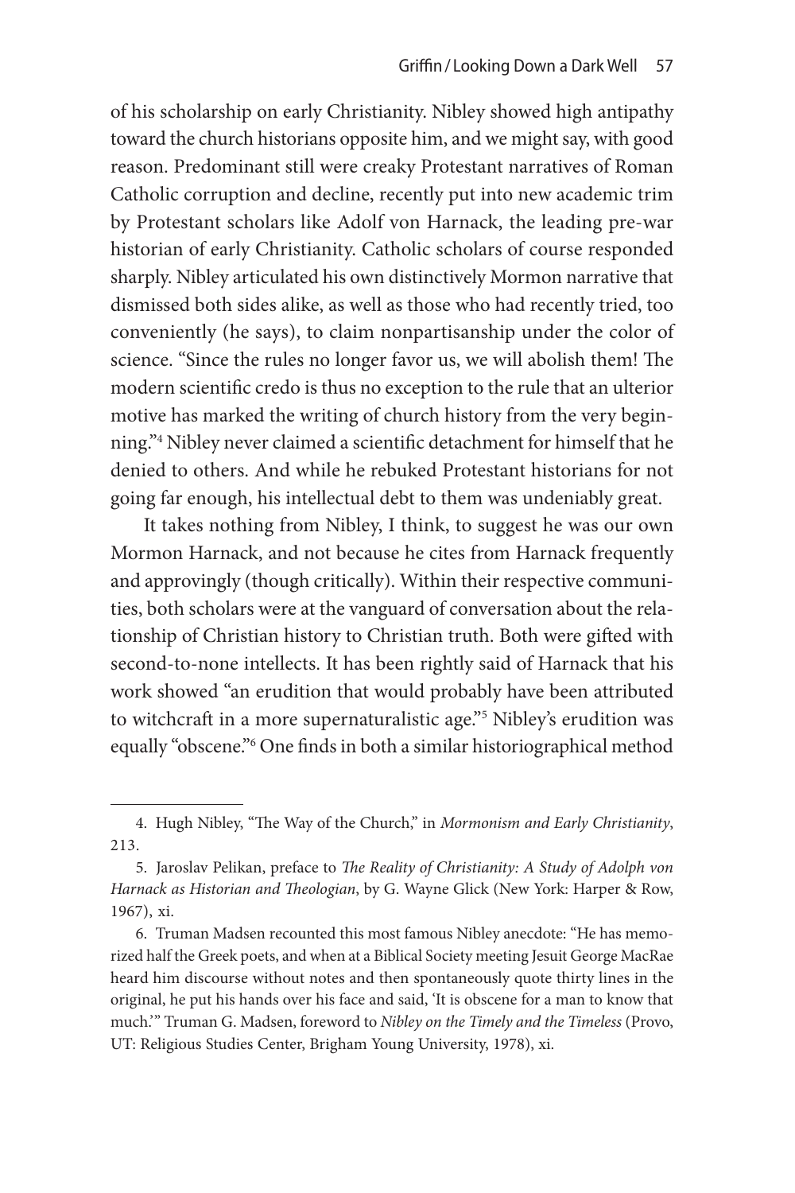of his scholarship on early Christianity. Nibley showed high antipathy toward the church historians opposite him, and we might say, with good reason. Predominant still were creaky Protestant narratives of Roman Catholic corruption and decline, recently put into new academic trim by Protestant scholars like Adolf von Harnack, the leading pre-war historian of early Christianity. Catholic scholars of course responded sharply. Nibley articulated his own distinctively Mormon narrative that dismissed both sides alike, as well as those who had recently tried, too conveniently (he says), to claim nonpartisanship under the color of science. "Since the rules no longer favor us, we will abolish them! The modern scientific credo is thus no exception to the rule that an ulterior motive has marked the writing of church history from the very beginning."[4] Nibley never claimed a scientific detachment for himself that he denied to others. And while he rebuked Protestant historians for not going far enough, his intellectual debt to them was undeniably great.

It takes nothing from Nibley, I think, to suggest he was our own Mormon Harnack, and not because he cites from Harnack frequently and approvingly (though critically). Within their respective communities, both scholars were at the vanguard of conversation about the relationship of Christian history to Christian truth. Both were gifted with second-to-none intellects. It has been rightly said of Harnack that his work showed "an erudition that would probably have been attributed to witchcraft in a more supernaturalistic age."[5] Nibley's erudition was equally "obscene."[6] One finds in both a similar historiographical method

---

4. Hugh Nibley, "The Way of the Church," in *Mormonism and Early Christianity*, 213.

5. Jaroslav Pelikan, preface to *The Reality of Christianity: A Study of Adolph von Harnack as Historian and Theologian*, by G. Wayne Glick (New York: Harper & Row, 1967), xi.

6. Truman Madsen recounted this most famous Nibley anecdote: "He has memorized half the Greek poets, and when at a Biblical Society meeting Jesuit George MacRae heard him discourse without notes and then spontaneously quote thirty lines in the original, he put his hands over his face and said, 'It is obscene for a man to know that much.'" Truman G. Madsen, foreword to *Nibley on the Timely and the Timeless* (Provo, UT: Religious Studies Center, Brigham Young University, 1978), xi.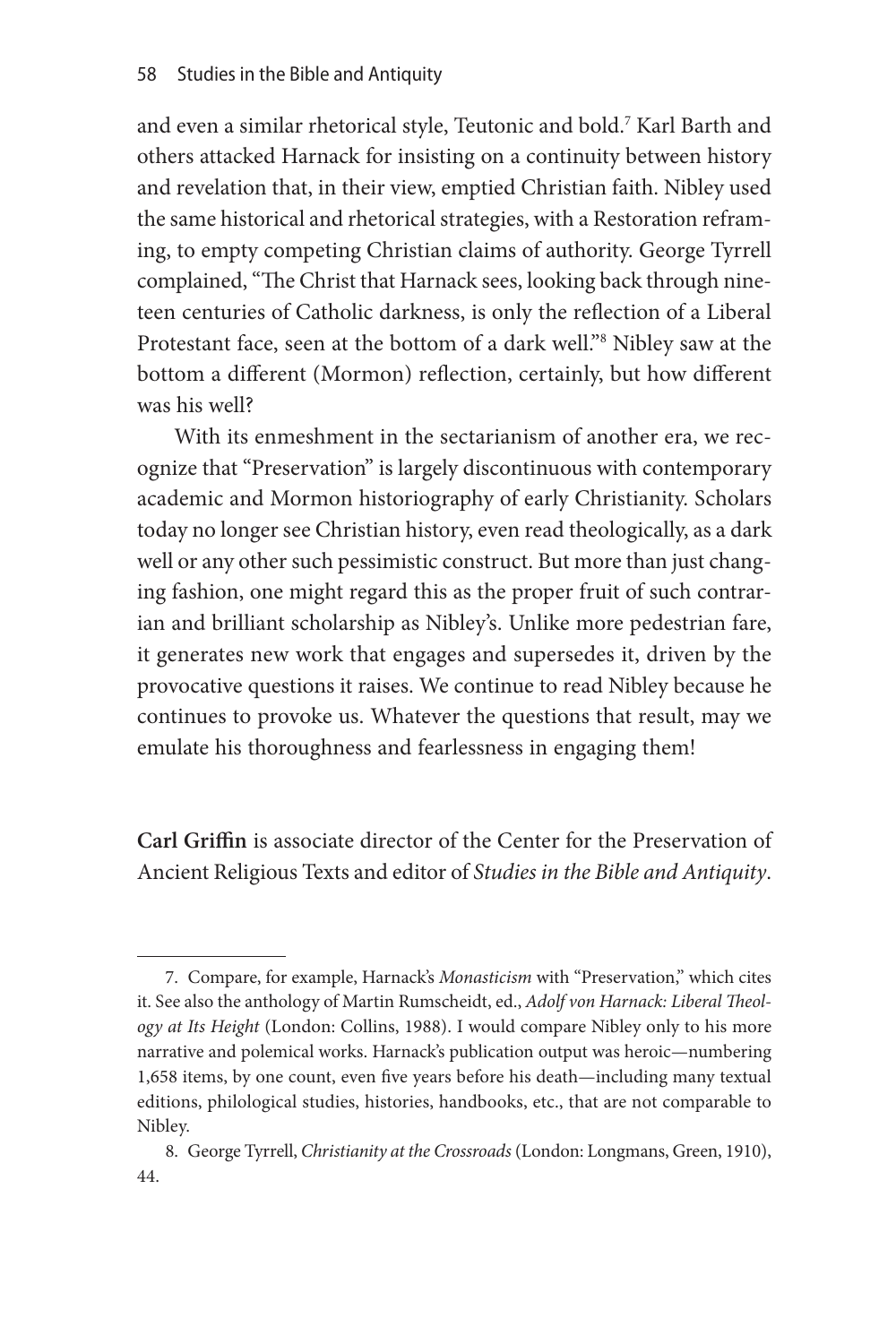and even a similar rhetorical style, Teutonic and bold.[7] Karl Barth and others attacked Harnack for insisting on a continuity between history and revelation that, in their view, emptied Christian faith. Nibley used the same historical and rhetorical strategies, with a Restoration reframing, to empty competing Christian claims of authority. George Tyrrell complained, "The Christ that Harnack sees, looking back through nineteen centuries of Catholic darkness, is only the reflection of a Liberal Protestant face, seen at the bottom of a dark well."[8] Nibley saw at the bottom a different (Mormon) reflection, certainly, but how different was his well?

With its enmeshment in the sectarianism of another era, we recognize that "Preservation" is largely discontinuous with contemporary academic and Mormon historiography of early Christianity. Scholars today no longer see Christian history, even read theologically, as a dark well or any other such pessimistic construct. But more than just changing fashion, one might regard this as the proper fruit of such contrarian and brilliant scholarship as Nibley's. Unlike more pedestrian fare, it generates new work that engages and supersedes it, driven by the provocative questions it raises. We continue to read Nibley because he continues to provoke us. Whatever the questions that result, may we emulate his thoroughness and fearlessness in engaging them!

**Carl Griffin** is associate director of the Center for the Preservation of Ancient Religious Texts and editor of *Studies in the Bible and Antiquity*.

---

7. Compare, for example, Harnack's *Monasticism* with "Preservation," which cites it. See also the anthology of Martin Rumscheidt, ed., *Adolf von Harnack: Liberal Theology at Its Height* (London: Collins, 1988). I would compare Nibley only to his more narrative and polemical works. Harnack's publication output was heroic—numbering 1,658 items, by one count, even five years before his death—including many textual editions, philological studies, histories, handbooks, etc., that are not comparable to Nibley.

8. George Tyrrell, *Christianity at the Crossroads* (London: Longmans, Green, 1910), 44.